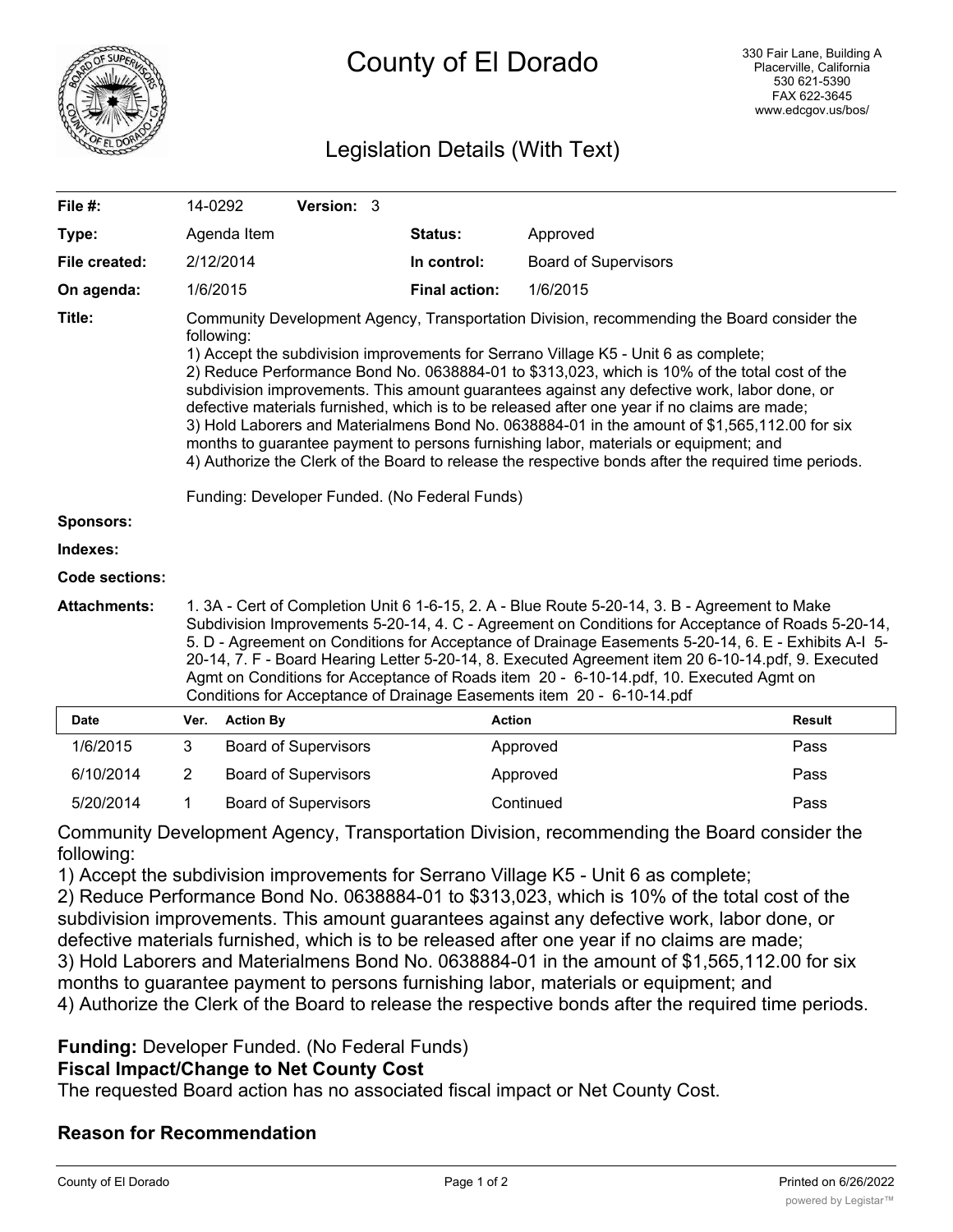# County of El Dorado

330 Fair Lane, Building A
Placerville, California
530 621-5390
FAX 622-3645
www.edcgov.us/bos/

## Legislation Details (With Text)

| | | | |
|---|---|---|---|
| **File #:** | 14-0292 **Version:** 3 | | |
| **Type:** | Agenda Item | **Status:** | Approved |
| **File created:** | 2/12/2014 | **In control:** | Board of Supervisors |
| **On agenda:** | 1/6/2015 | **Final action:** | 1/6/2015 |

**Title:** Community Development Agency, Transportation Division, recommending the Board consider the following:
1) Accept the subdivision improvements for Serrano Village K5 - Unit 6 as complete;
2) Reduce Performance Bond No. 0638884-01 to $313,023, which is 10% of the total cost of the subdivision improvements. This amount guarantees against any defective work, labor done, or defective materials furnished, which is to be released after one year if no claims are made;
3) Hold Laborers and Materialmens Bond No. 0638884-01 in the amount of $1,565,112.00 for six months to guarantee payment to persons furnishing labor, materials or equipment; and
4) Authorize the Clerk of the Board to release the respective bonds after the required time periods.

Funding: Developer Funded. (No Federal Funds)

**Sponsors:**

**Indexes:**

**Code sections:**

**Attachments:** 1. 3A - Cert of Completion Unit 6 1-6-15, 2. A - Blue Route 5-20-14, 3. B - Agreement to Make Subdivision Improvements 5-20-14, 4. C - Agreement on Conditions for Acceptance of Roads 5-20-14, 5. D - Agreement on Conditions for Acceptance of Drainage Easements 5-20-14, 6. E - Exhibits A-I 5-20-14, 7. F - Board Hearing Letter 5-20-14, 8. Executed Agreement item 20 6-10-14.pdf, 9. Executed Agmt on Conditions for Acceptance of Roads item 20 - 6-10-14.pdf, 10. Executed Agmt on Conditions for Acceptance of Drainage Easements item 20 - 6-10-14.pdf

| Date | Ver. | Action By | Action | Result |
|---|---|---|---|---|
| 1/6/2015 | 3 | Board of Supervisors | Approved | Pass |
| 6/10/2014 | 2 | Board of Supervisors | Approved | Pass |
| 5/20/2014 | 1 | Board of Supervisors | Continued | Pass |

Community Development Agency, Transportation Division, recommending the Board consider the following:
1) Accept the subdivision improvements for Serrano Village K5 - Unit 6 as complete;
2) Reduce Performance Bond No. 0638884-01 to $313,023, which is 10% of the total cost of the subdivision improvements. This amount guarantees against any defective work, labor done, or defective materials furnished, which is to be released after one year if no claims are made;
3) Hold Laborers and Materialmens Bond No. 0638884-01 in the amount of $1,565,112.00 for six months to guarantee payment to persons furnishing labor, materials or equipment; and
4) Authorize the Clerk of the Board to release the respective bonds after the required time periods.

**Funding:** Developer Funded. (No Federal Funds)

**Fiscal Impact/Change to Net County Cost**

The requested Board action has no associated fiscal impact or Net County Cost.

**Reason for Recommendation**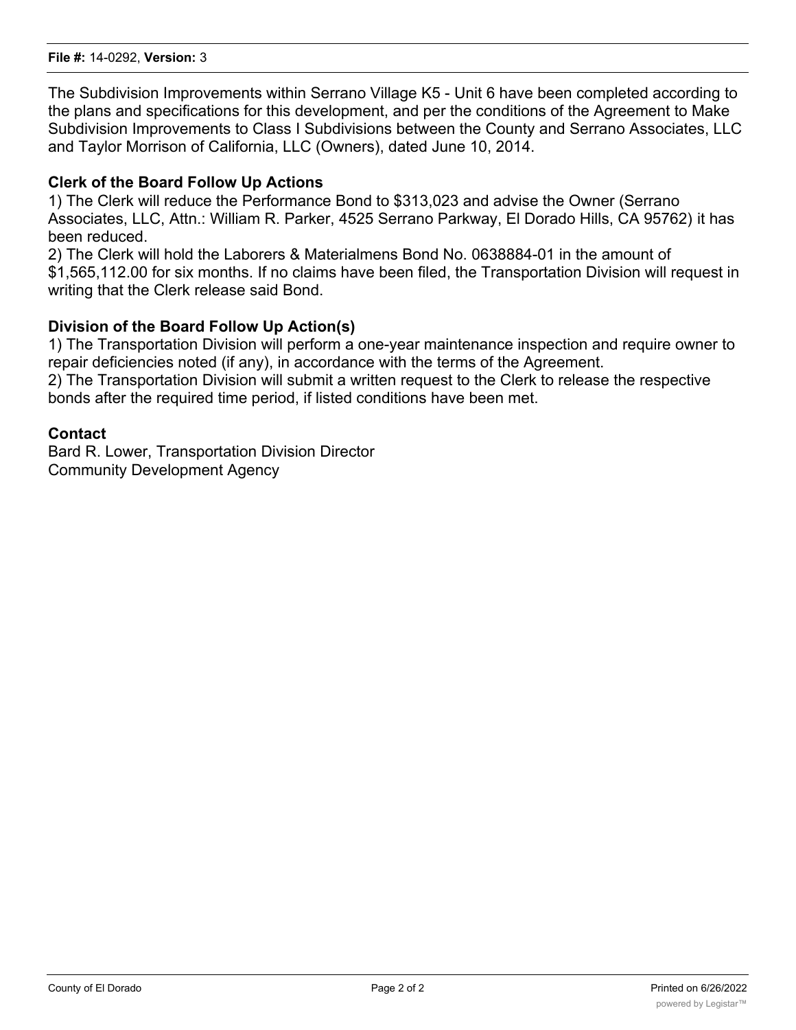The Subdivision Improvements within Serrano Village K5 - Unit 6 have been completed according to the plans and specifications for this development, and per the conditions of the Agreement to Make Subdivision Improvements to Class I Subdivisions between the County and Serrano Associates, LLC and Taylor Morrison of California, LLC (Owners), dated June 10, 2014.

**Clerk of the Board Follow Up Actions**

1) The Clerk will reduce the Performance Bond to $313,023 and advise the Owner (Serrano Associates, LLC, Attn.: William R. Parker, 4525 Serrano Parkway, El Dorado Hills, CA 95762) it has been reduced.

2) The Clerk will hold the Laborers & Materialmens Bond No. 0638884-01 in the amount of $1,565,112.00 for six months. If no claims have been filed, the Transportation Division will request in writing that the Clerk release said Bond.

**Division of the Board Follow Up Action(s)**

1) The Transportation Division will perform a one-year maintenance inspection and require owner to repair deficiencies noted (if any), in accordance with the terms of the Agreement.

2) The Transportation Division will submit a written request to the Clerk to release the respective bonds after the required time period, if listed conditions have been met.

**Contact**

Bard R. Lower, Transportation Division Director
Community Development Agency